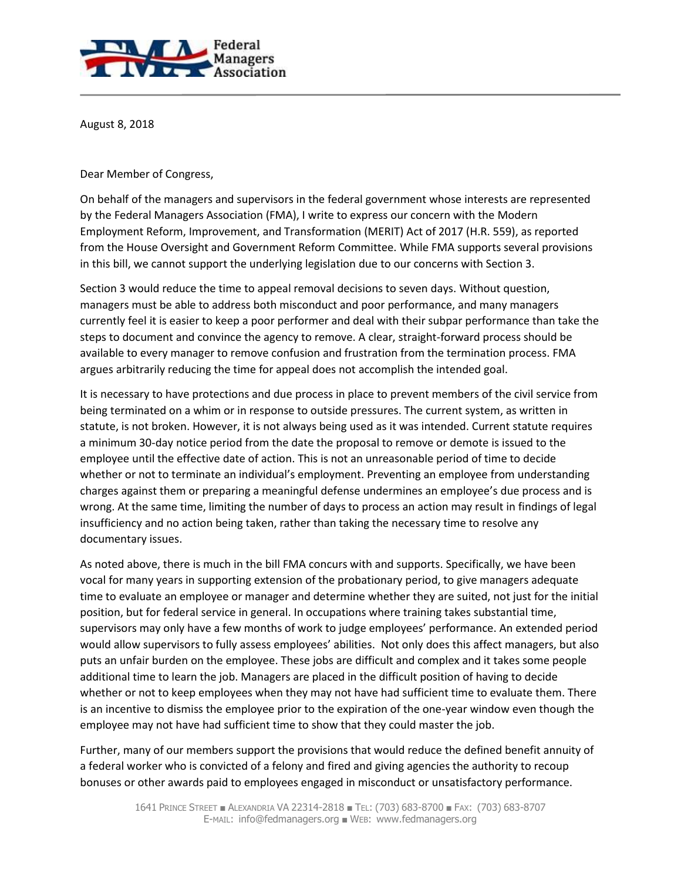Federal Managers Association

August 8, 2018

Dear Member of Congress,

On behalf of the managers and supervisors in the federal government whose interests are represented by the Federal Managers Association (FMA), I write to express our concern with the Modern Employment Reform, Improvement, and Transformation (MERIT) Act of 2017 (H.R. 559), as reported from the House Oversight and Government Reform Committee. While FMA supports several provisions in this bill, we cannot support the underlying legislation due to our concerns with Section 3.

Section 3 would reduce the time to appeal removal decisions to seven days. Without question, managers must be able to address both misconduct and poor performance, and many managers currently feel it is easier to keep a poor performer and deal with their subpar performance than take the steps to document and convince the agency to remove. A clear, straight-forward process should be available to every manager to remove confusion and frustration from the termination process. FMA argues arbitrarily reducing the time for appeal does not accomplish the intended goal.

It is necessary to have protections and due process in place to prevent members of the civil service from being terminated on a whim or in response to outside pressures. The current system, as written in statute, is not broken. However, it is not always being used as it was intended. Current statute requires a minimum 30-day notice period from the date the proposal to remove or demote is issued to the employee until the effective date of action. This is not an unreasonable period of time to decide whether or not to terminate an individual's employment. Preventing an employee from understanding charges against them or preparing a meaningful defense undermines an employee's due process and is wrong. At the same time, limiting the number of days to process an action may result in findings of legal insufficiency and no action being taken, rather than taking the necessary time to resolve any documentary issues.

As noted above, there is much in the bill FMA concurs with and supports. Specifically, we have been vocal for many years in supporting extension of the probationary period, to give managers adequate time to evaluate an employee or manager and determine whether they are suited, not just for the initial position, but for federal service in general. In occupations where training takes substantial time, supervisors may only have a few months of work to judge employees' performance. An extended period would allow supervisors to fully assess employees' abilities. Not only does this affect managers, but also puts an unfair burden on the employee. These jobs are difficult and complex and it takes some people additional time to learn the job. Managers are placed in the difficult position of having to decide whether or not to keep employees when they may not have had sufficient time to evaluate them. There is an incentive to dismiss the employee prior to the expiration of the one-year window even though the employee may not have had sufficient time to show that they could master the job.

Further, many of our members support the provisions that would reduce the defined benefit annuity of a federal worker who is convicted of a felony and fired and giving agencies the authority to recoup bonuses or other awards paid to employees engaged in misconduct or unsatisfactory performance.

1641 Prince Street ■ Alexandria VA 22314-2818 ■ Tel: (703) 683-8700 ■ Fax: (703) 683-8707
E-mail: info@fedmanagers.org ■ Web: www.fedmanagers.org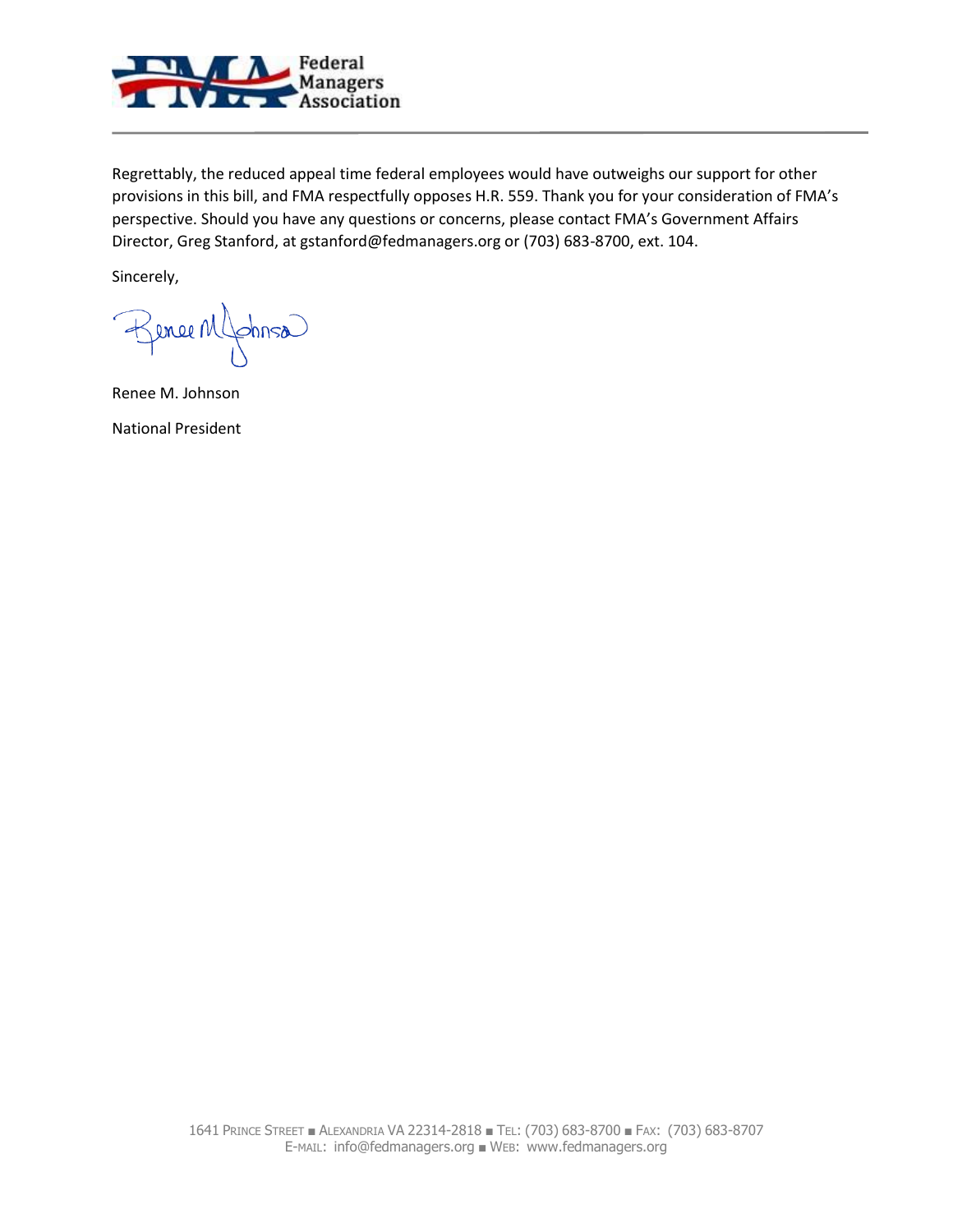Regrettably, the reduced appeal time federal employees would have outweighs our support for other provisions in this bill, and FMA respectfully opposes H.R. 559. Thank you for your consideration of FMA's perspective. Should you have any questions or concerns, please contact FMA's Government Affairs Director, Greg Stanford, at gstanford@fedmanagers.org or (703) 683-8700, ext. 104.

Sincerely,

Renee M. Johnson

National President